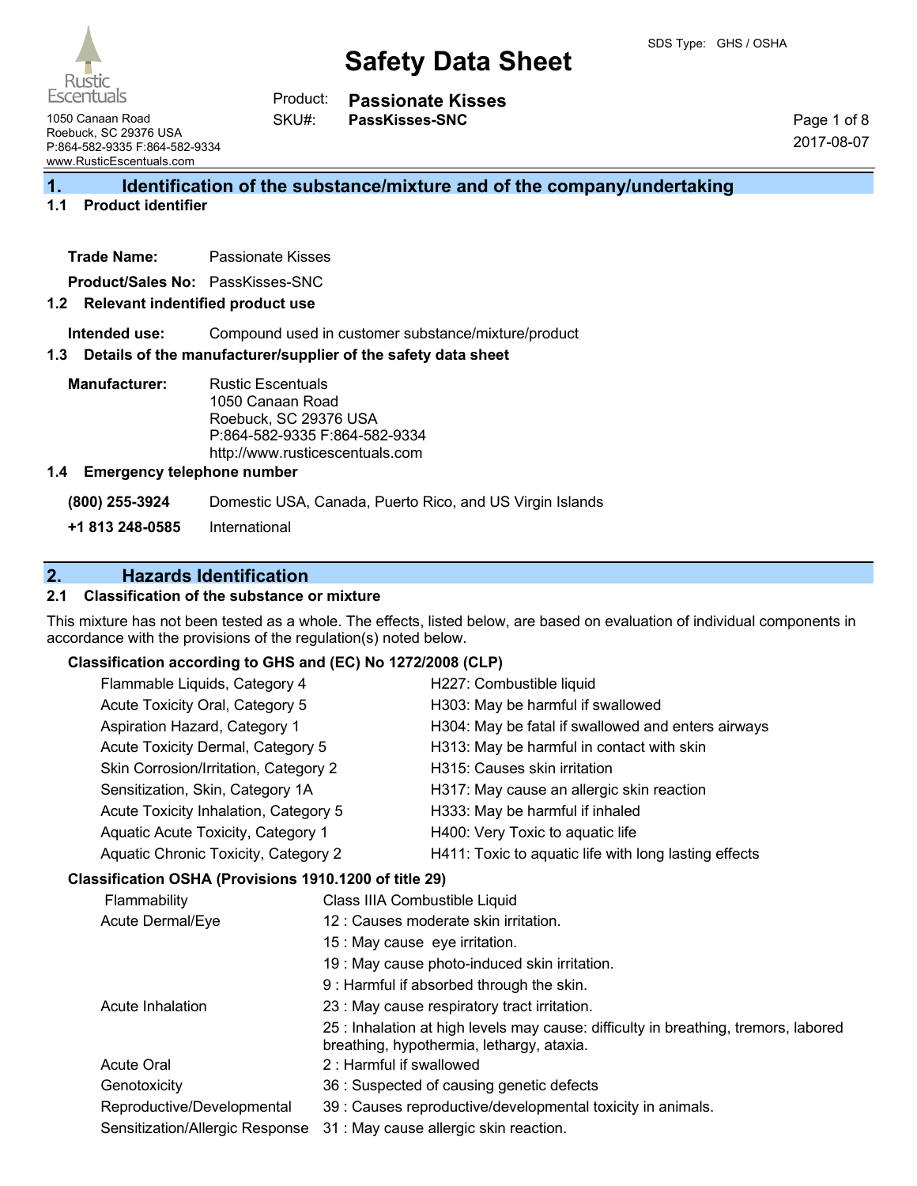# Safety Data Sheet

SDS Type: GHS / OSHA

Rustic Escentuals
1050 Canaan Road
Roebuck, SC 29376 USA
P:864-582-9335 F:864-582-9334
www.RusticEscentuals.com

Product: **Passionate Kisses**
SKU#: **PassKisses-SNC**

2017-08-07

## 1. Identification of the substance/mixture and of the company/undertaking

### 1.1 Product identifier

**Trade Name:** Passionate Kisses

**Product/Sales No:** PassKisses-SNC

### 1.2 Relevant identified product use

**Intended use:** Compound used in customer substance/mixture/product

### 1.3 Details of the manufacturer/supplier of the safety data sheet

**Manufacturer:** Rustic Escentuals
1050 Canaan Road
Roebuck, SC 29376 USA
P:864-582-9335 F:864-582-9334
http://www.rusticescentuals.com

### 1.4 Emergency telephone number

| | |
|---|---|
| **(800) 255-3924** | Domestic USA, Canada, Puerto Rico, and US Virgin Islands |
| **+1 813 248-0585** | International |

## 2. Hazards Identification

### 2.1 Classification of the substance or mixture

This mixture has not been tested as a whole. The effects, listed below, are based on evaluation of individual components in accordance with the provisions of the regulation(s) noted below.

**Classification according to GHS and (EC) No 1272/2008 (CLP)**

| | |
|---|---|
| Flammable Liquids, Category 4 | H227: Combustible liquid |
| Acute Toxicity Oral, Category 5 | H303: May be harmful if swallowed |
| Aspiration Hazard, Category 1 | H304: May be fatal if swallowed and enters airways |
| Acute Toxicity Dermal, Category 5 | H313: May be harmful in contact with skin |
| Skin Corrosion/Irritation, Category 2 | H315: Causes skin irritation |
| Sensitization, Skin, Category 1A | H317: May cause an allergic skin reaction |
| Acute Toxicity Inhalation, Category 5 | H333: May be harmful if inhaled |
| Aquatic Acute Toxicity, Category 1 | H400: Very Toxic to aquatic life |
| Aquatic Chronic Toxicity, Category 2 | H411: Toxic to aquatic life with long lasting effects |

**Classification OSHA (Provisions 1910.1200 of title 29)**

| | |
|---|---|
| Flammability | Class IIIA Combustible Liquid |
| Acute Dermal/Eye | 12 : Causes moderate skin irritation. |
| | 15 : May cause eye irritation. |
| | 19 : May cause photo-induced skin irritation. |
| | 9 : Harmful if absorbed through the skin. |
| Acute Inhalation | 23 : May cause respiratory tract irritation. |
| | 25 : Inhalation at high levels may cause: difficulty in breathing, tremors, labored breathing, hypothermia, lethargy, ataxia. |
| Acute Oral | 2 : Harmful if swallowed |
| Genotoxicity | 36 : Suspected of causing genetic defects |
| Reproductive/Developmental | 39 : Causes reproductive/developmental toxicity in animals. |
| Sensitization/Allergic Response | 31 : May cause allergic skin reaction. |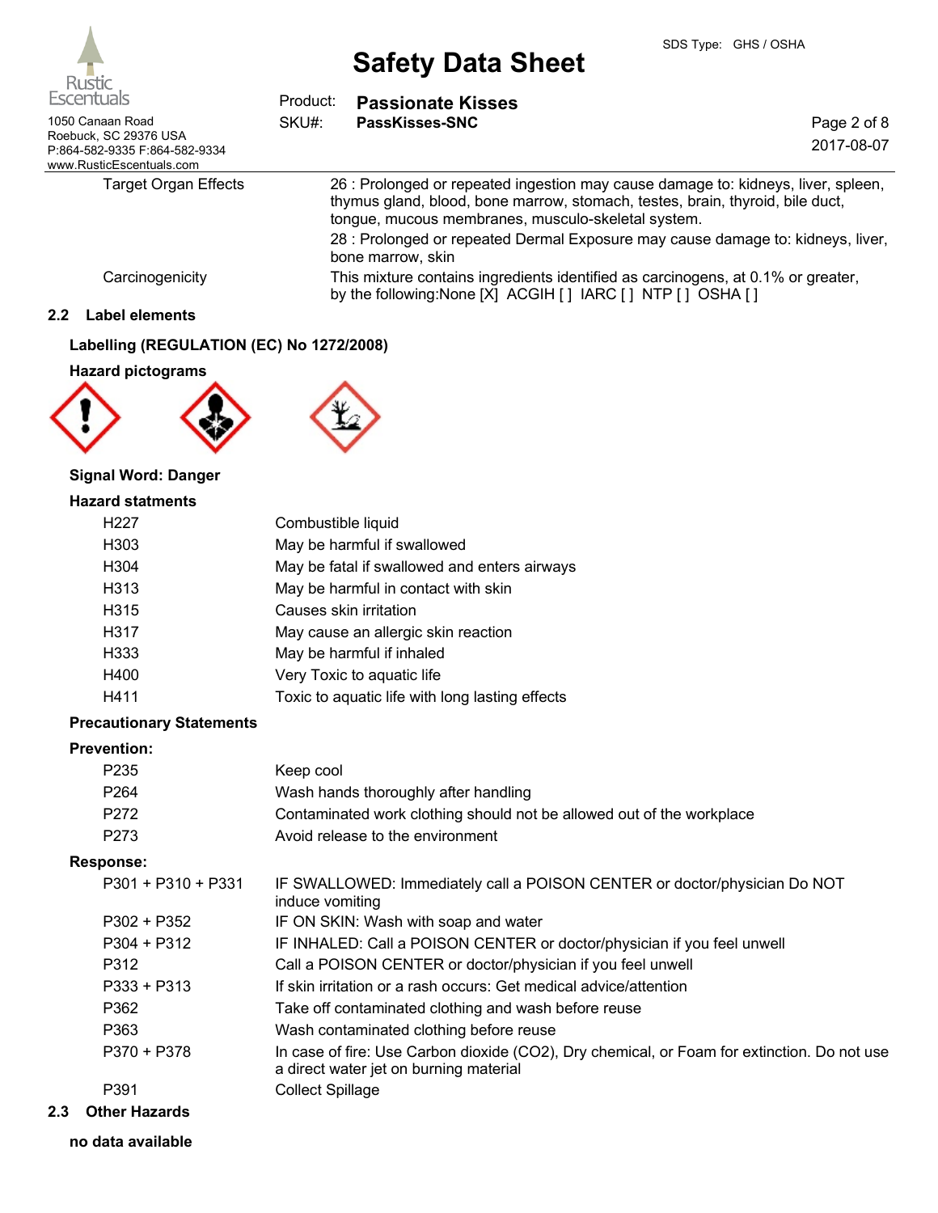| | |
|---|---|
| Target Organ Effects | 26 : Prolonged or repeated ingestion may cause damage to: kidneys, liver, spleen, thymus gland, blood, bone marrow, stomach, testes, brain, thyroid, bile duct, tongue, mucous membranes, musculo-skeletal system. |
| | 28 : Prolonged or repeated Dermal Exposure may cause damage to: kidneys, liver, bone marrow, skin |
| Carcinogenicity | This mixture contains ingredients identified as carcinogens, at 0.1% or greater, by the following:None [X] ACGIH [ ] IARC [ ] NTP [ ] OSHA [ ] |

## 2.2 Label elements

**Labelling (REGULATION (EC) No 1272/2008)**

**Hazard pictograms**

**Signal Word: Danger**

**Hazard statments**

| | |
|---|---|
| H227 | Combustible liquid |
| H303 | May be harmful if swallowed |
| H304 | May be fatal if swallowed and enters airways |
| H313 | May be harmful in contact with skin |
| H315 | Causes skin irritation |
| H317 | May cause an allergic skin reaction |
| H333 | May be harmful if inhaled |
| H400 | Very Toxic to aquatic life |
| H411 | Toxic to aquatic life with long lasting effects |

**Precautionary Statements**

**Prevention:**

| | |
|---|---|
| P235 | Keep cool |
| P264 | Wash hands thoroughly after handling |
| P272 | Contaminated work clothing should not be allowed out of the workplace |
| P273 | Avoid release to the environment |

**Response:**

| | |
|---|---|
| P301 + P310 + P331 | IF SWALLOWED: Immediately call a POISON CENTER or doctor/physician Do NOT induce vomiting |
| P302 + P352 | IF ON SKIN: Wash with soap and water |
| P304 + P312 | IF INHALED: Call a POISON CENTER or doctor/physician if you feel unwell |
| P312 | Call a POISON CENTER or doctor/physician if you feel unwell |
| P333 + P313 | If skin irritation or a rash occurs: Get medical advice/attention |
| P362 | Take off contaminated clothing and wash before reuse |
| P363 | Wash contaminated clothing before reuse |
| P370 + P378 | In case of fire: Use Carbon dioxide ($CO_2$), Dry chemical, or Foam for extinction. Do not use a direct water jet on burning material |
| P391 | Collect Spillage |

## 2.3 Other Hazards

**no data available**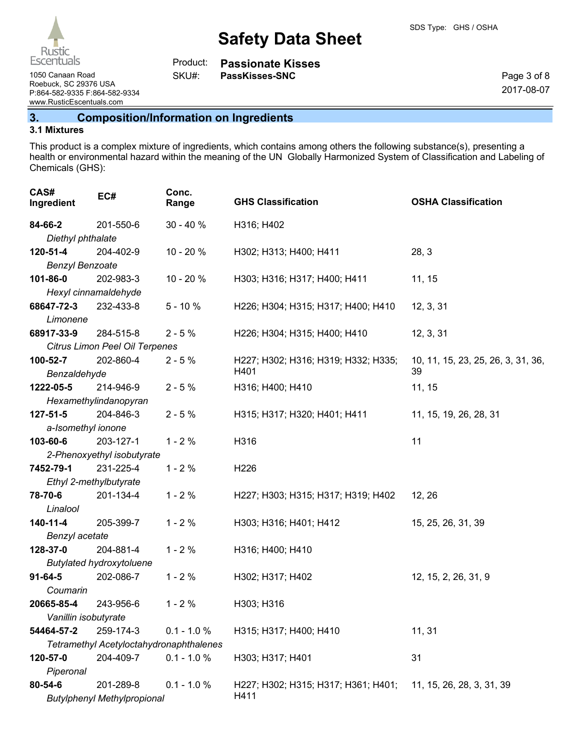## 3. Composition/Information on Ingredients

### 3.1 Mixtures

This product is a complex mixture of ingredients, which contains among others the following substance(s), presenting a health or environmental hazard within the meaning of the UN Globally Harmonized System of Classification and Labeling of Chemicals (GHS):

| CAS# Ingredient | EC# | Conc. Range | GHS Classification | OSHA Classification |
|---|---|---|---|---|
| **84-66-2** *Diethyl phthalate* | 201-550-6 | 30 - 40 % | H316; H402 | |
| **120-51-4** *Benzyl Benzoate* | 204-402-9 | 10 - 20 % | H302; H313; H400; H411 | 28, 3 |
| **101-86-0** *Hexyl cinnamaldehyde* | 202-983-3 | 10 - 20 % | H303; H316; H317; H400; H411 | 11, 15 |
| **68647-72-3** *Limonene* | 232-433-8 | 5 - 10 % | H226; H304; H315; H317; H400; H410 | 12, 3, 31 |
| **68917-33-9** *Citrus Limon Peel Oil Terpenes* | 284-515-8 | 2 - 5 % | H226; H304; H315; H400; H410 | 12, 3, 31 |
| **100-52-7** *Benzaldehyde* | 202-860-4 | 2 - 5 % | H227; H302; H316; H319; H332; H335; H401 | 10, 11, 15, 23, 25, 26, 3, 31, 36, 39 |
| **1222-05-5** *Hexamethylindanopyran* | 214-946-9 | 2 - 5 % | H316; H400; H410 | 11, 15 |
| **127-51-5** *a-Isomethyl ionone* | 204-846-3 | 2 - 5 % | H315; H317; H320; H401; H411 | 11, 15, 19, 26, 28, 31 |
| **103-60-6** *2-Phenoxyethyl isobutyrate* | 203-127-1 | 1 - 2 % | H316 | 11 |
| **7452-79-1** *Ethyl 2-methylbutyrate* | 231-225-4 | 1 - 2 % | H226 | |
| **78-70-6** *Linalool* | 201-134-4 | 1 - 2 % | H227; H303; H315; H317; H319; H402 | 12, 26 |
| **140-11-4** *Benzyl acetate* | 205-399-7 | 1 - 2 % | H303; H316; H401; H412 | 15, 25, 26, 31, 39 |
| **128-37-0** *Butylated hydroxytoluene* | 204-881-4 | 1 - 2 % | H316; H400; H410 | |
| **91-64-5** *Coumarin* | 202-086-7 | 1 - 2 % | H302; H317; H402 | 12, 15, 2, 26, 31, 9 |
| **20665-85-4** *Vanillin isobutyrate* | 243-956-6 | 1 - 2 % | H303; H316 | |
| **54464-57-2** *Tetramethyl Acetyloctahydronaphthalenes* | 259-174-3 | 0.1 - 1.0 % | H315; H317; H400; H410 | 11, 31 |
| **120-57-0** *Piperonal* | 204-409-7 | 0.1 - 1.0 % | H303; H317; H401 | 31 |
| **80-54-6** *Butylphenyl Methylpropional* | 201-289-8 | 0.1 - 1.0 % | H227; H302; H315; H317; H361; H401; H411 | 11, 15, 26, 28, 3, 31, 39 |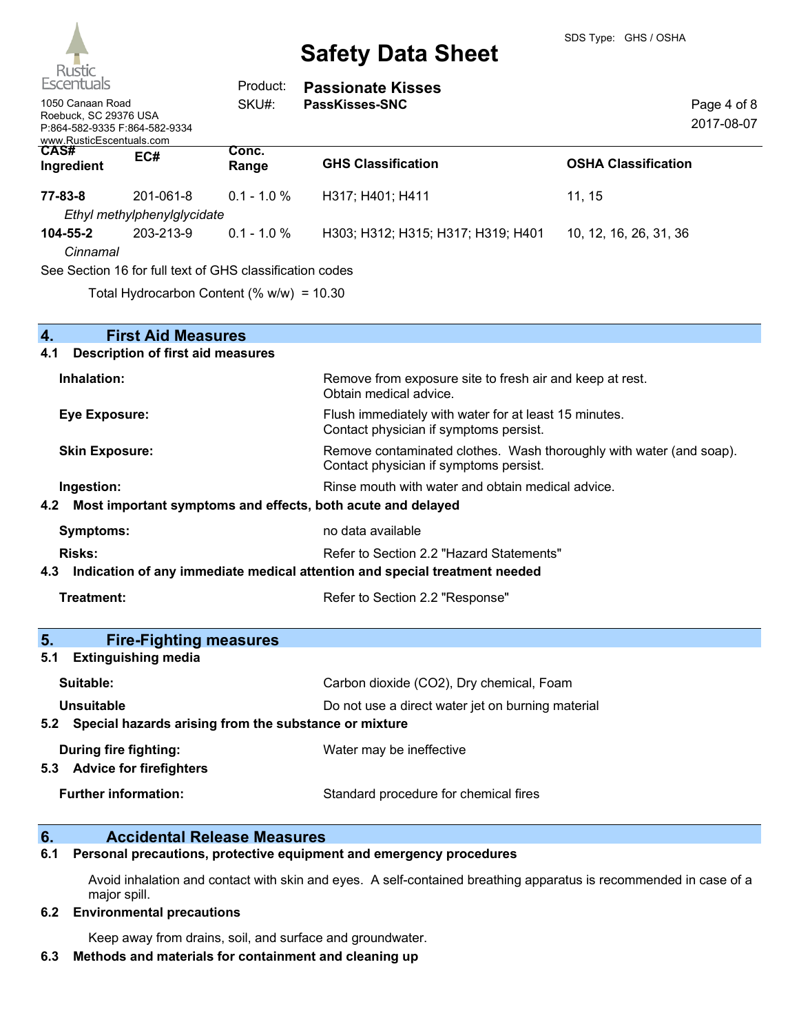| CAS# Ingredient | EC# | Conc. Range | GHS Classification | OSHA Classification |
|---|---|---|---|---|
| **77-83-8** | 201-061-8 | 0.1 - 1.0 % | H317; H401; H411 | 11, 15 |
| *Ethyl methylphenylglycidate* | | | | |
| **104-55-2** | 203-213-9 | 0.1 - 1.0 % | H303; H312; H315; H317; H319; H401 | 10, 12, 16, 26, 31, 36 |
| *Cinnamal* | | | | |

See Section 16 for full text of GHS classification codes

Total Hydrocarbon Content (% w/w) = 10.30

## 4. First Aid Measures

### 4.1 Description of first aid measures

**Inhalation:** Remove from exposure site to fresh air and keep at rest. Obtain medical advice.

**Eye Exposure:** Flush immediately with water for at least 15 minutes. Contact physician if symptoms persist.

**Skin Exposure:** Remove contaminated clothes. Wash thoroughly with water (and soap). Contact physician if symptoms persist.

**Ingestion:** Rinse mouth with water and obtain medical advice.

### 4.2 Most important symptoms and effects, both acute and delayed

**Symptoms:** no data available

**Risks:** Refer to Section 2.2 "Hazard Statements"

### 4.3 Indication of any immediate medical attention and special treatment needed

**Treatment:** Refer to Section 2.2 "Response"

## 5. Fire-Fighting measures

### 5.1 Extinguishing media

**Suitable:** Carbon dioxide (CO2), Dry chemical, Foam

**Unsuitable** Do not use a direct water jet on burning material

### 5.2 Special hazards arising from the substance or mixture

**During fire fighting:** Water may be ineffective

### 5.3 Advice for firefighters

**Further information:** Standard procedure for chemical fires

## 6. Accidental Release Measures

### 6.1 Personal precautions, protective equipment and emergency procedures

Avoid inhalation and contact with skin and eyes. A self-contained breathing apparatus is recommended in case of a major spill.

### 6.2 Environmental precautions

Keep away from drains, soil, and surface and groundwater.

### 6.3 Methods and materials for containment and cleaning up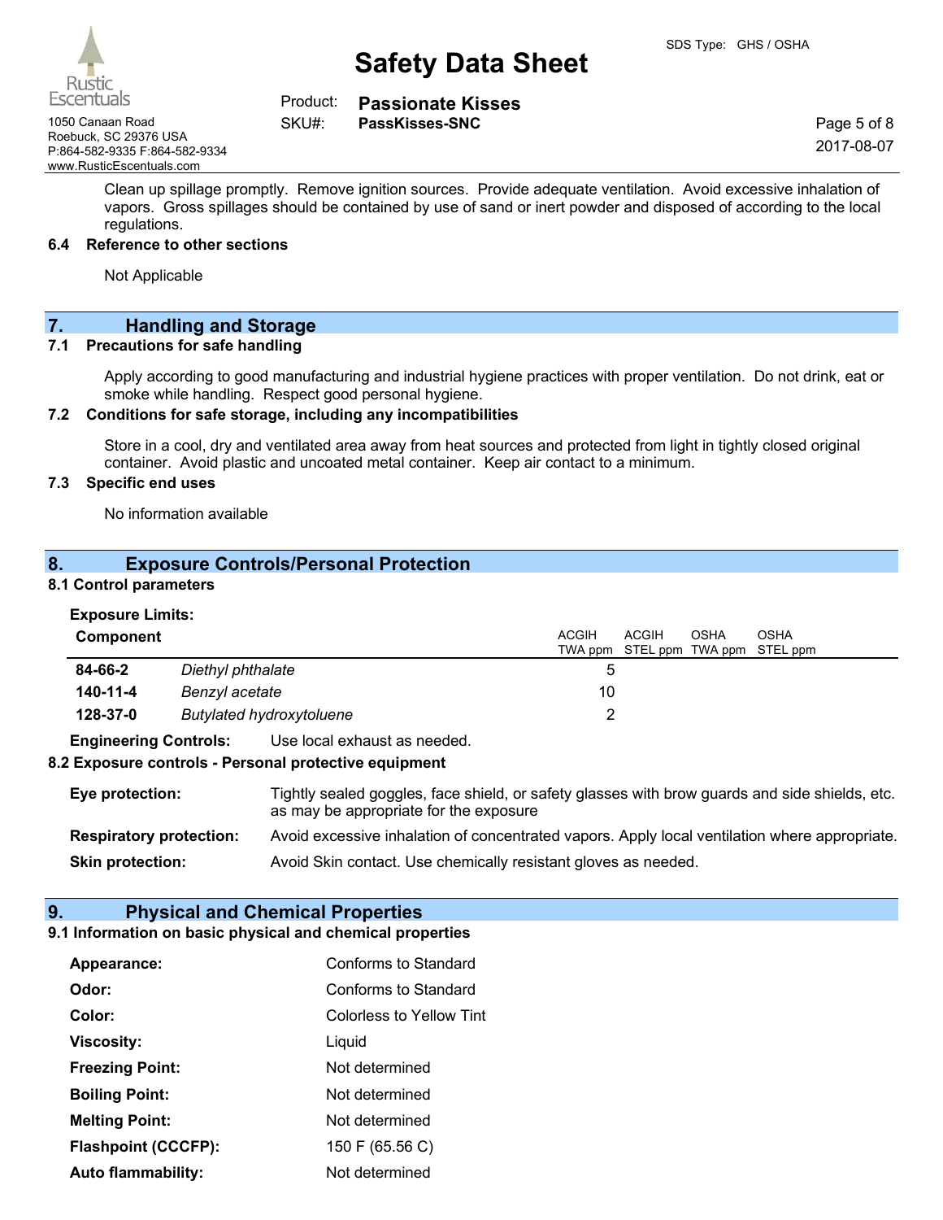Clean up spillage promptly. Remove ignition sources. Provide adequate ventilation. Avoid excessive inhalation of vapors. Gross spillages should be contained by use of sand or inert powder and disposed of according to the local regulations.

### 6.4 Reference to other sections

Not Applicable

## 7. Handling and Storage

### 7.1 Precautions for safe handling

Apply according to good manufacturing and industrial hygiene practices with proper ventilation. Do not drink, eat or smoke while handling. Respect good personal hygiene.

### 7.2 Conditions for safe storage, including any incompatibilities

Store in a cool, dry and ventilated area away from heat sources and protected from light in tightly closed original container. Avoid plastic and uncoated metal container. Keep air contact to a minimum.

### 7.3 Specific end uses

No information available

## 8. Exposure Controls/Personal Protection

### 8.1 Control parameters

**Exposure Limits:**

| Component | | ACGIH TWA ppm | ACGIH STEL ppm | OSHA TWA ppm | OSHA STEL ppm |
|---|---|---|---|---|---|
| **84-66-2** | *Diethyl phthalate* | 5 | | | |
| **140-11-4** | *Benzyl acetate* | 10 | | | |
| **128-37-0** | *Butylated hydroxytoluene* | 2 | | | |

**Engineering Controls:** Use local exhaust as needed.

### 8.2 Exposure controls - Personal protective equipment

**Eye protection:** Tightly sealed goggles, face shield, or safety glasses with brow guards and side shields, etc. as may be appropriate for the exposure

**Respiratory protection:** Avoid excessive inhalation of concentrated vapors. Apply local ventilation where appropriate.

**Skin protection:** Avoid Skin contact. Use chemically resistant gloves as needed.

## 9. Physical and Chemical Properties

### 9.1 Information on basic physical and chemical properties

| | |
|---|---|
| **Appearance:** | Conforms to Standard |
| **Odor:** | Conforms to Standard |
| **Color:** | Colorless to Yellow Tint |
| **Viscosity:** | Liquid |
| **Freezing Point:** | Not determined |
| **Boiling Point:** | Not determined |
| **Melting Point:** | Not determined |
| **Flashpoint (CCCFP):** | 150 F (65.56 C) |
| **Auto flammability:** | Not determined |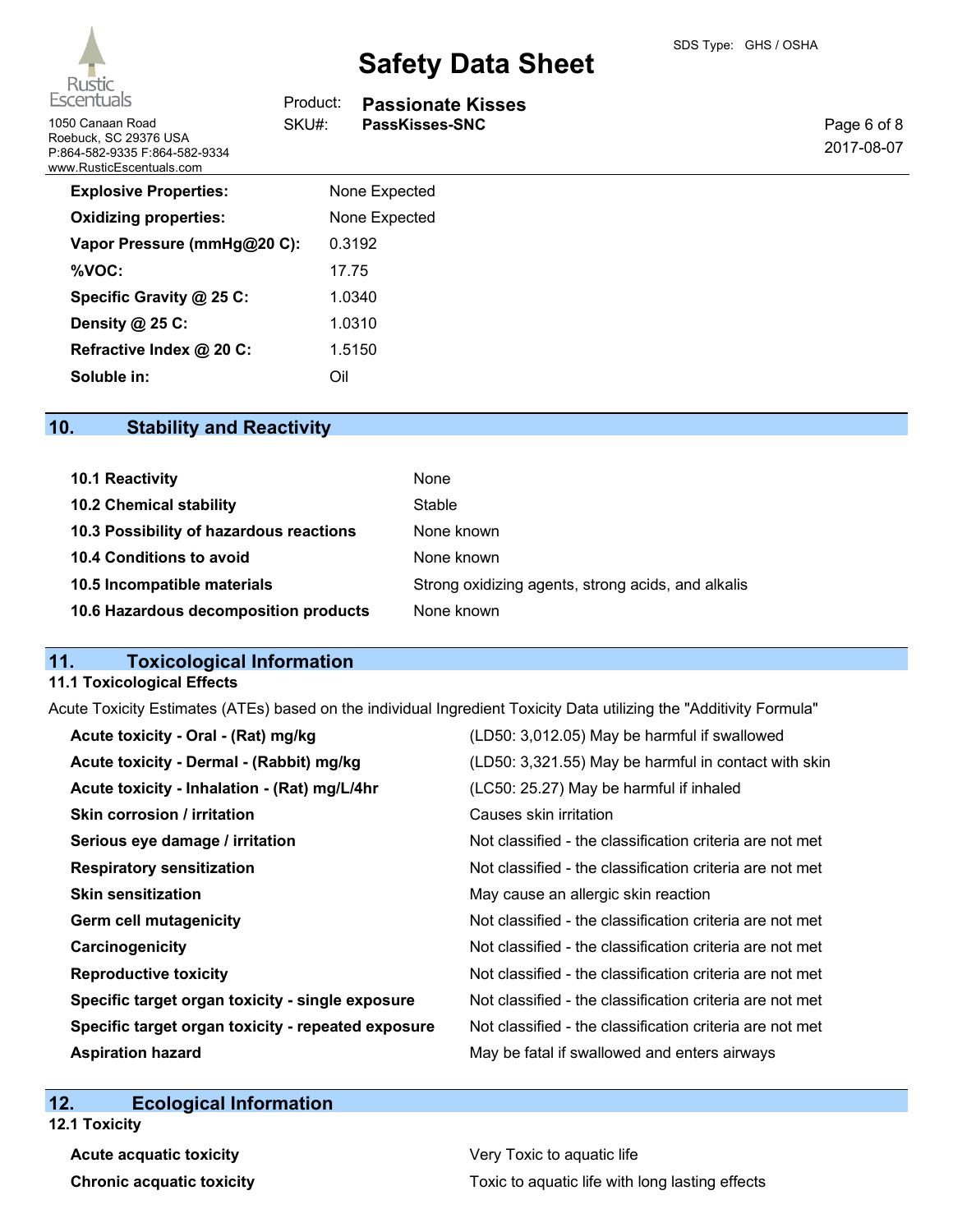| | |
|---|---|
| **Explosive Properties:** | None Expected |
| **Oxidizing properties:** | None Expected |
| **Vapor Pressure (mmHg@20 C):** | 0.3192 |
| **%VOC:** | 17.75 |
| **Specific Gravity @ 25 C:** | 1.0340 |
| **Density @ 25 C:** | 1.0310 |
| **Refractive Index @ 20 C:** | 1.5150 |
| **Soluble in:** | Oil |

## 10. Stability and Reactivity

| | |
|---|---|
| **10.1 Reactivity** | None |
| **10.2 Chemical stability** | Stable |
| **10.3 Possibility of hazardous reactions** | None known |
| **10.4 Conditions to avoid** | None known |
| **10.5 Incompatible materials** | Strong oxidizing agents, strong acids, and alkalis |
| **10.6 Hazardous decomposition products** | None known |

## 11. Toxicological Information

### 11.1 Toxicological Effects

Acute Toxicity Estimates (ATEs) based on the individual Ingredient Toxicity Data utilizing the "Additivity Formula"

| | |
|---|---|
| **Acute toxicity - Oral - (Rat) mg/kg** | (LD50: 3,012.05) May be harmful if swallowed |
| **Acute toxicity - Dermal - (Rabbit) mg/kg** | (LD50: 3,321.55) May be harmful in contact with skin |
| **Acute toxicity - Inhalation - (Rat) mg/L/4hr** | (LC50: 25.27) May be harmful if inhaled |
| **Skin corrosion / irritation** | Causes skin irritation |
| **Serious eye damage / irritation** | Not classified - the classification criteria are not met |
| **Respiratory sensitization** | Not classified - the classification criteria are not met |
| **Skin sensitization** | May cause an allergic skin reaction |
| **Germ cell mutagenicity** | Not classified - the classification criteria are not met |
| **Carcinogenicity** | Not classified - the classification criteria are not met |
| **Reproductive toxicity** | Not classified - the classification criteria are not met |
| **Specific target organ toxicity - single exposure** | Not classified - the classification criteria are not met |
| **Specific target organ toxicity - repeated exposure** | Not classified - the classification criteria are not met |
| **Aspiration hazard** | May be fatal if swallowed and enters airways |

## 12. Ecological Information

### 12.1 Toxicity

| | |
|---|---|
| **Acute acquatic toxicity** | Very Toxic to aquatic life |
| **Chronic acquatic toxicity** | Toxic to aquatic life with long lasting effects |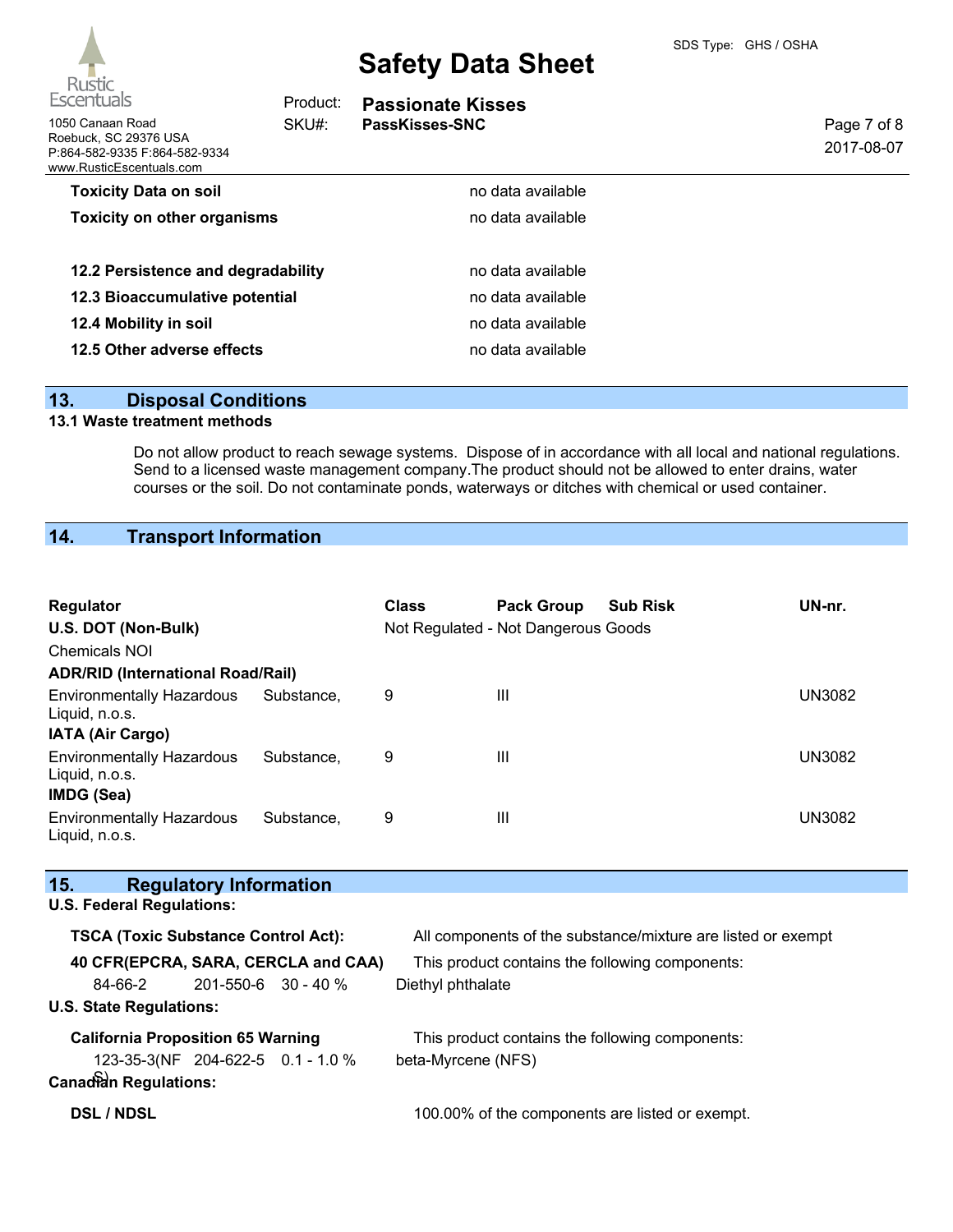| | |
|---|---|
| **Toxicity Data on soil** | no data available |
| **Toxicity on other organisms** | no data available |

| | |
|---|---|
| **12.2 Persistence and degradability** | no data available |
| **12.3 Bioaccumulative potential** | no data available |
| **12.4 Mobility in soil** | no data available |
| **12.5 Other adverse effects** | no data available |

## 13. Disposal Conditions

### 13.1 Waste treatment methods

Do not allow product to reach sewage systems. Dispose of in accordance with all local and national regulations. Send to a licensed waste management company.The product should not be allowed to enter drains, water courses or the soil. Do not contaminate ponds, waterways or ditches with chemical or used container.

## 14. Transport Information

| Regulator | Class | Pack Group | Sub Risk | UN-nr. |
|---|---|---|---|---|
| **U.S. DOT (Non-Bulk)** | Not Regulated - Not Dangerous Goods | | | |
| Chemicals NOI | | | | |
| **ADR/RID (International Road/Rail)** | | | | |
| Environmentally Hazardous Substance, Liquid, n.o.s. | 9 | III | | UN3082 |
| **IATA (Air Cargo)** | | | | |
| Environmentally Hazardous Substance, Liquid, n.o.s. | 9 | III | | UN3082 |
| **IMDG (Sea)** | | | | |
| Environmentally Hazardous Substance, Liquid, n.o.s. | 9 | III | | UN3082 |

## 15. Regulatory Information

**U.S. Federal Regulations:**

**TSCA (Toxic Substance Control Act):** All components of the substance/mixture are listed or exempt

**40 CFR(EPCRA, SARA, CERCLA and CAA)** This product contains the following components:

| | | | |
|---|---|---|---|
| 84-66-2 | 201-550-6 | 30 - 40 % | Diethyl phthalate |

**U.S. State Regulations:**

**California Proposition 65 Warning** This product contains the following components:

| | | | |
|---|---|---|---|
| 123-35-3(NFS) | 204-622-5 | 0.1 - 1.0 % | beta-Myrcene (NFS) |

**Canadian Regulations:**

**DSL / NDSL** 100.00% of the components are listed or exempt.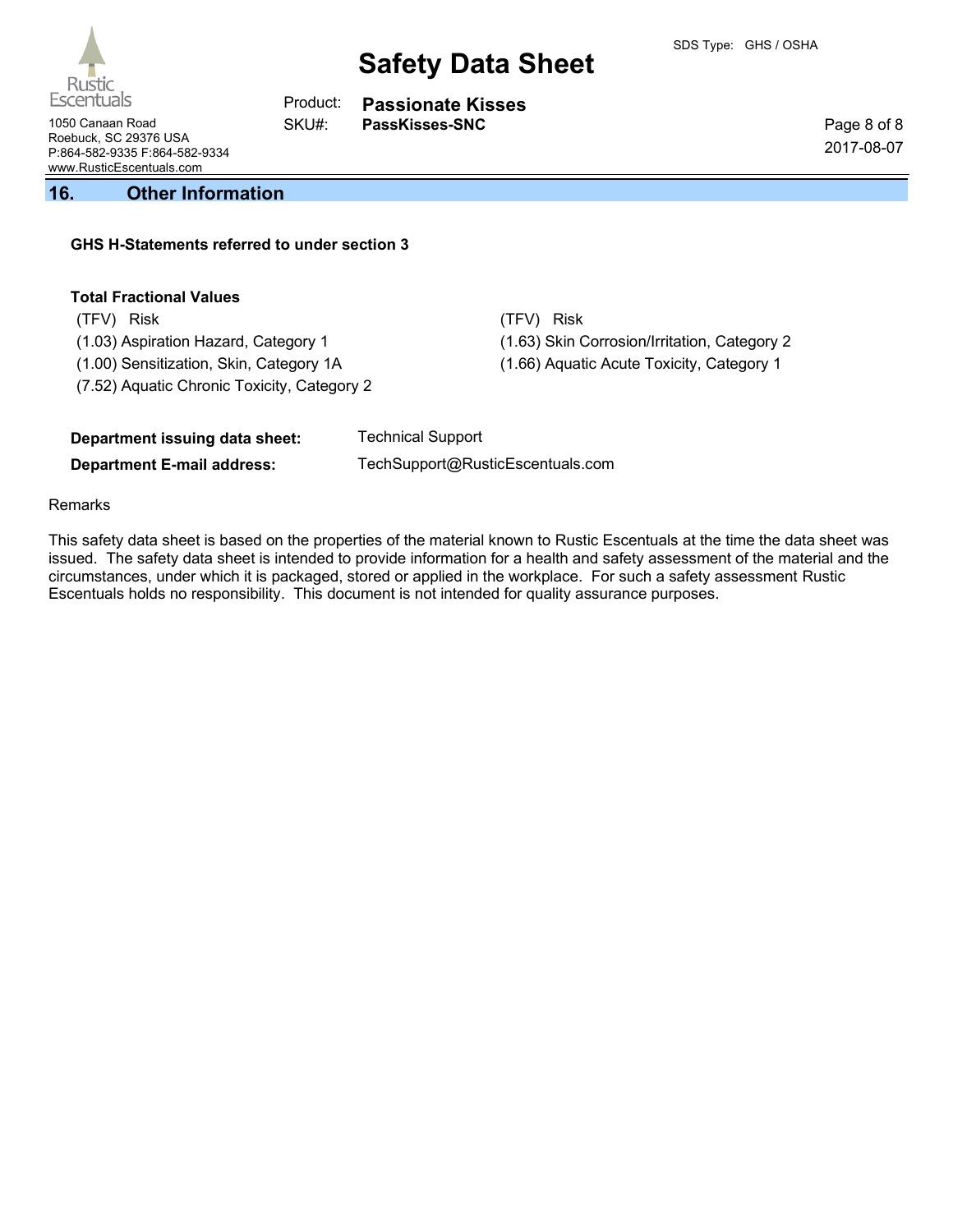## 16. Other Information

**GHS H-Statements referred to under section 3**

**Total Fractional Values**

| (TFV) Risk | (TFV) Risk |
|---|---|
| (1.03) Aspiration Hazard, Category 1 | (1.63) Skin Corrosion/Irritation, Category 2 |
| (1.00) Sensitization, Skin, Category 1A | (1.66) Aquatic Acute Toxicity, Category 1 |
| (7.52) Aquatic Chronic Toxicity, Category 2 | |

**Department issuing data sheet:** Technical Support

**Department E-mail address:** TechSupport@RusticEscentuals.com

Remarks

This safety data sheet is based on the properties of the material known to Rustic Escentuals at the time the data sheet was issued. The safety data sheet is intended to provide information for a health and safety assessment of the material and the circumstances, under which it is packaged, stored or applied in the workplace. For such a safety assessment Rustic Escentuals holds no responsibility. This document is not intended for quality assurance purposes.